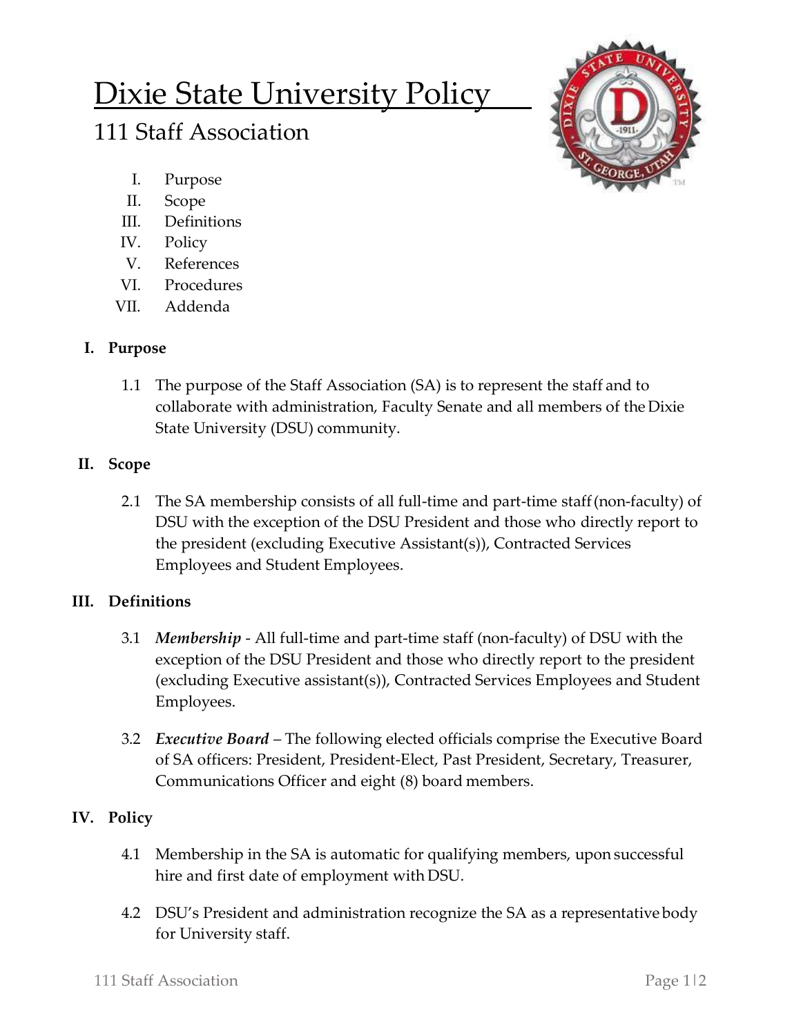# Dixie State University Policy

## 111 Staff Association

I. Purpose
II. Scope
III. Definitions
IV. Policy
V. References
VI. Procedures
VII. Addenda

### I. Purpose

1.1 The purpose of the Staff Association (SA) is to represent the staff and to collaborate with administration, Faculty Senate and all members of the Dixie State University (DSU) community.

### II. Scope

2.1 The SA membership consists of all full-time and part-time staff (non-faculty) of DSU with the exception of the DSU President and those who directly report to the president (excluding Executive Assistant(s)), Contracted Services Employees and Student Employees.

### III. Definitions

3.1 ***Membership*** - All full-time and part-time staff (non-faculty) of DSU with the exception of the DSU President and those who directly report to the president (excluding Executive assistant(s)), Contracted Services Employees and Student Employees.

3.2 ***Executive Board*** – The following elected officials comprise the Executive Board of SA officers: President, President-Elect, Past President, Secretary, Treasurer, Communications Officer and eight (8) board members.

### IV. Policy

4.1 Membership in the SA is automatic for qualifying members, upon successful hire and first date of employment with DSU.

4.2 DSU's President and administration recognize the SA as a representative body for University staff.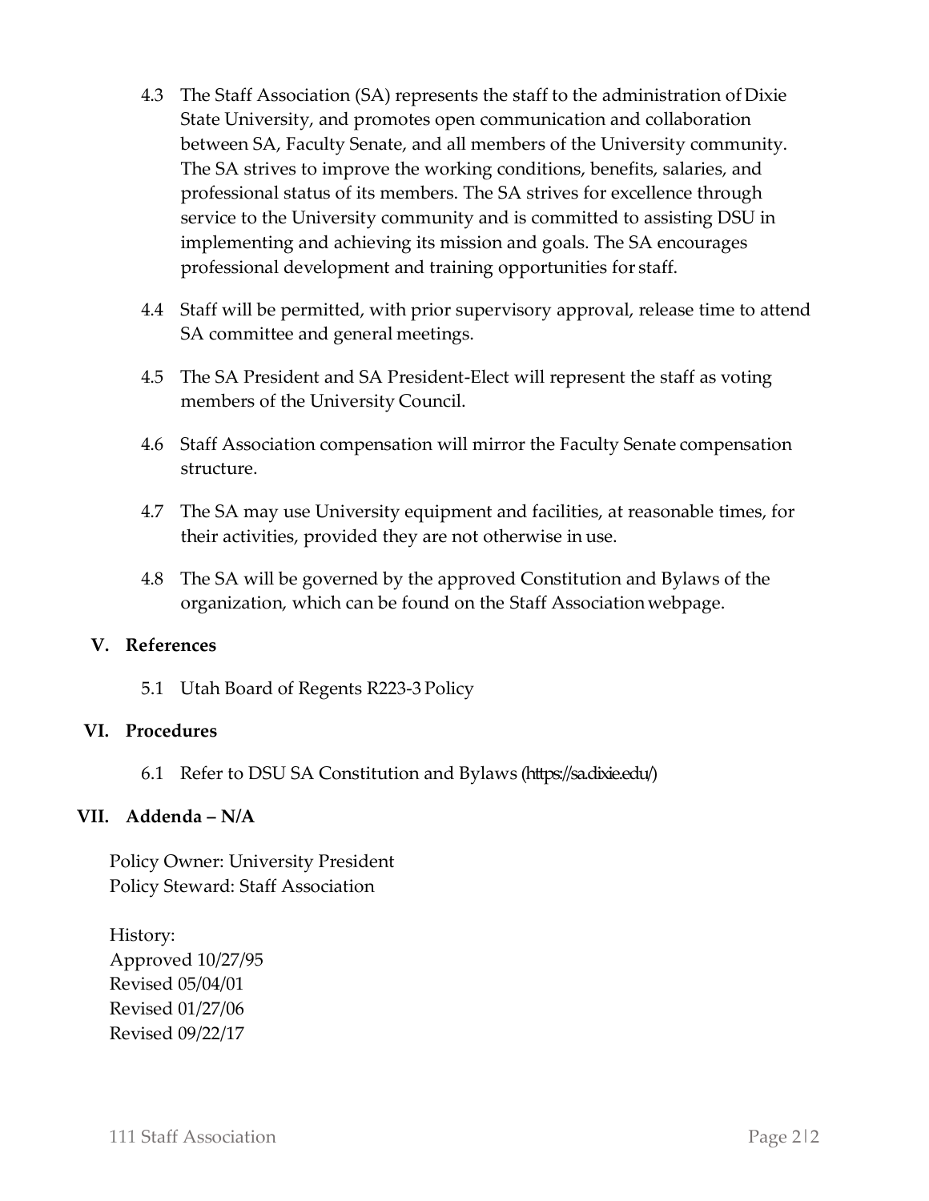4.3 The Staff Association (SA) represents the staff to the administration of Dixie State University, and promotes open communication and collaboration between SA, Faculty Senate, and all members of the University community. The SA strives to improve the working conditions, benefits, salaries, and professional status of its members. The SA strives for excellence through service to the University community and is committed to assisting DSU in implementing and achieving its mission and goals. The SA encourages professional development and training opportunities for staff.

4.4 Staff will be permitted, with prior supervisory approval, release time to attend SA committee and general meetings.

4.5 The SA President and SA President-Elect will represent the staff as voting members of the University Council.

4.6 Staff Association compensation will mirror the Faculty Senate compensation structure.

4.7 The SA may use University equipment and facilities, at reasonable times, for their activities, provided they are not otherwise in use.

4.8 The SA will be governed by the approved Constitution and Bylaws of the organization, which can be found on the Staff Association webpage.

## V. References

5.1 Utah Board of Regents R223-3 Policy

## VI. Procedures

6.1 Refer to DSU SA Constitution and Bylaws (https://sa.dixie.edu/)

## VII. Addenda – N/A

Policy Owner: University President
Policy Steward: Staff Association

History:
Approved 10/27/95
Revised 05/04/01
Revised 01/27/06
Revised 09/22/17